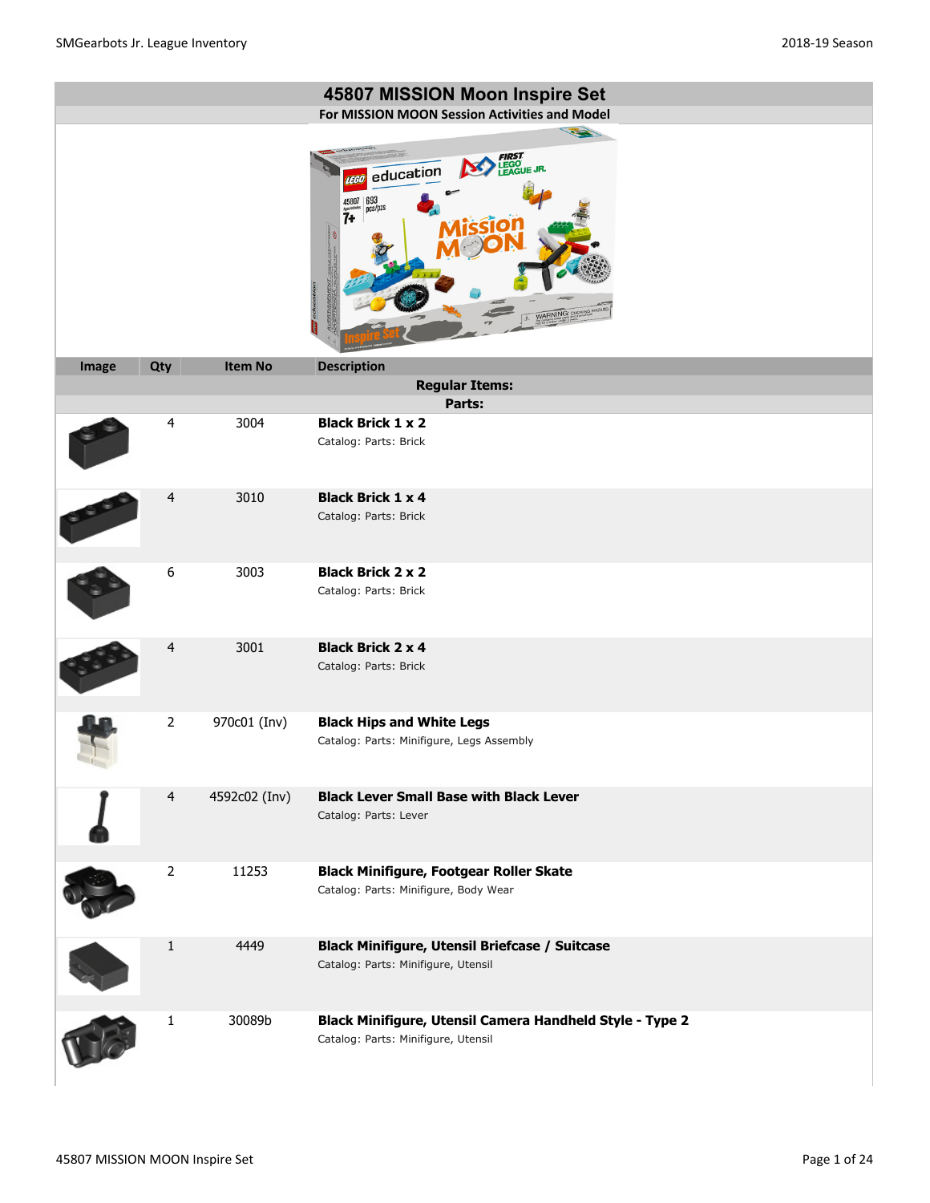# 45807 MISSION Moon Inspire Set

**For MISSION MOON Session Activities and Model**

| Image | Qty | Item No | Description |
|---|---|---|---|
| | | | **Regular Items:** |
| | | | **Parts:** |
| | 4 | 3004 | **Black Brick 1 x 2**<br>Catalog: Parts: Brick |
| | 4 | 3010 | **Black Brick 1 x 4**<br>Catalog: Parts: Brick |
| | 6 | 3003 | **Black Brick 2 x 2**<br>Catalog: Parts: Brick |
| | 4 | 3001 | **Black Brick 2 x 4**<br>Catalog: Parts: Brick |
| | 2 | 970c01 (Inv) | **Black Hips and White Legs**<br>Catalog: Parts: Minifigure, Legs Assembly |
| | 4 | 4592c02 (Inv) | **Black Lever Small Base with Black Lever**<br>Catalog: Parts: Lever |
| | 2 | 11253 | **Black Minifigure, Footgear Roller Skate**<br>Catalog: Parts: Minifigure, Body Wear |
| | 1 | 4449 | **Black Minifigure, Utensil Briefcase / Suitcase**<br>Catalog: Parts: Minifigure, Utensil |
| | 1 | 30089b | **Black Minifigure, Utensil Camera Handheld Style - Type 2**<br>Catalog: Parts: Minifigure, Utensil |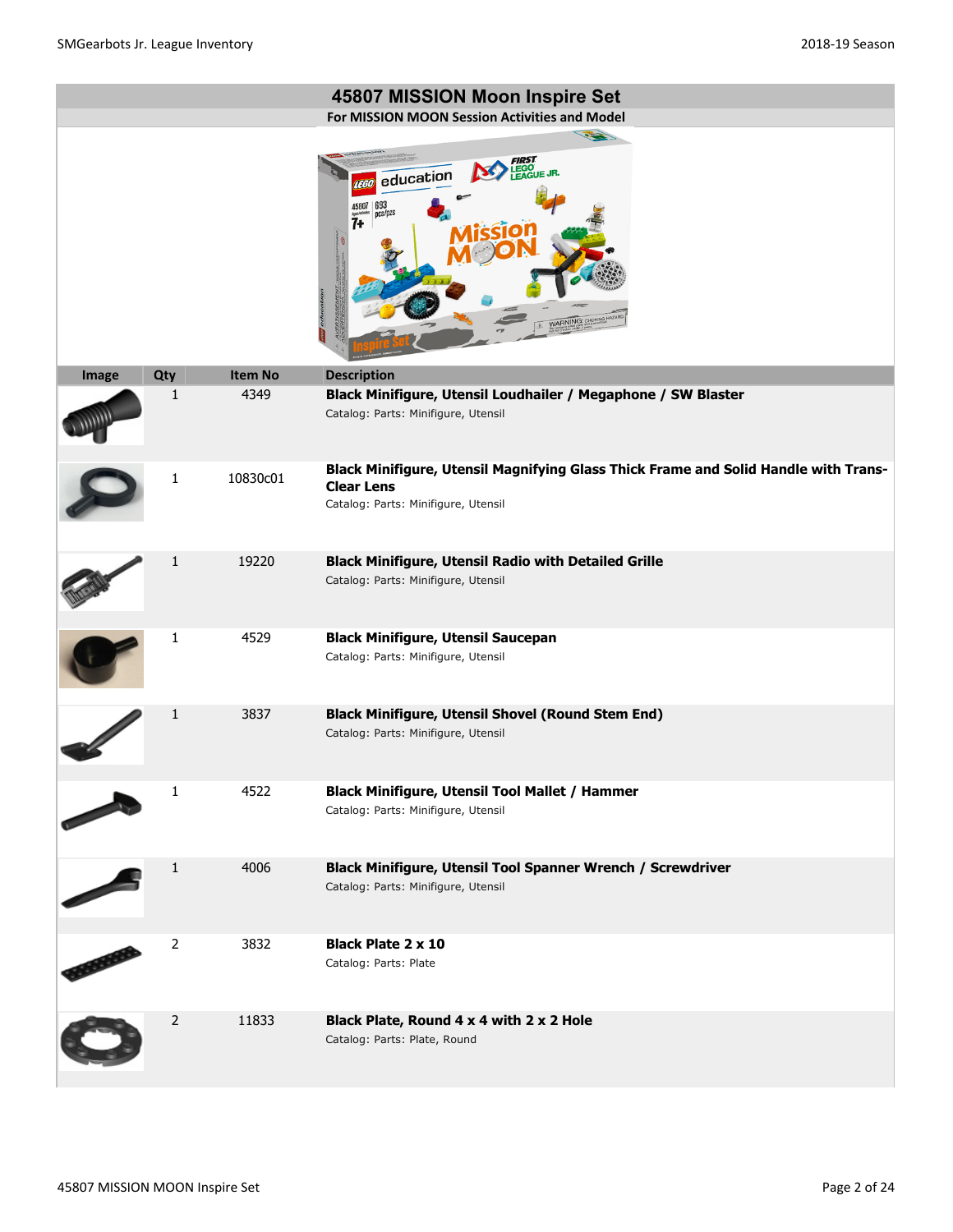## 45807 MISSION Moon Inspire Set

**For MISSION MOON Session Activities and Model**

| Image | Qty | Item No | Description |
|---|---|---|---|
| | 1 | 4349 | **Black Minifigure, Utensil Loudhailer / Megaphone / SW Blaster**<br>Catalog: Parts: Minifigure, Utensil |
| | 1 | 10830c01 | **Black Minifigure, Utensil Magnifying Glass Thick Frame and Solid Handle with Trans-Clear Lens**<br>Catalog: Parts: Minifigure, Utensil |
| | 1 | 19220 | **Black Minifigure, Utensil Radio with Detailed Grille**<br>Catalog: Parts: Minifigure, Utensil |
| | 1 | 4529 | **Black Minifigure, Utensil Saucepan**<br>Catalog: Parts: Minifigure, Utensil |
| | 1 | 3837 | **Black Minifigure, Utensil Shovel (Round Stem End)**<br>Catalog: Parts: Minifigure, Utensil |
| | 1 | 4522 | **Black Minifigure, Utensil Tool Mallet / Hammer**<br>Catalog: Parts: Minifigure, Utensil |
| | 1 | 4006 | **Black Minifigure, Utensil Tool Spanner Wrench / Screwdriver**<br>Catalog: Parts: Minifigure, Utensil |
| | 2 | 3832 | **Black Plate 2 x 10**<br>Catalog: Parts: Plate |
| | 2 | 11833 | **Black Plate, Round 4 x 4 with 2 x 2 Hole**<br>Catalog: Parts: Plate, Round |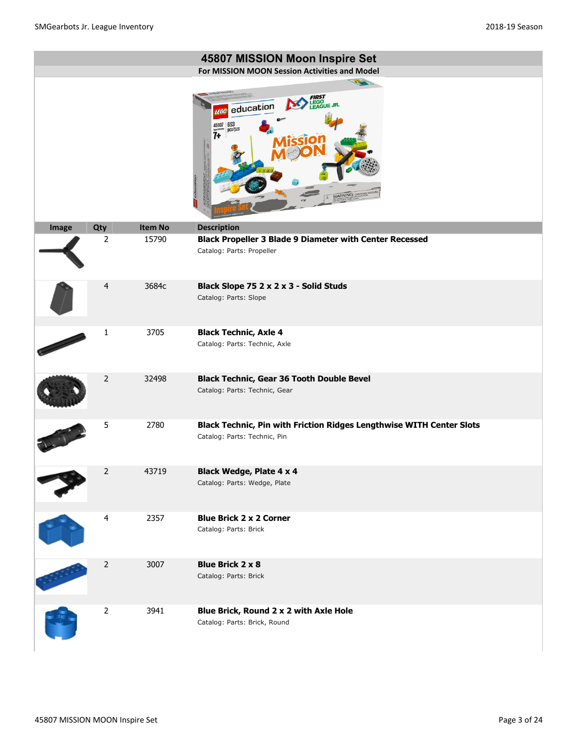# 45807 MISSION Moon Inspire Set

**For MISSION MOON Session Activities and Model**

| Image | Qty | Item No | Description |
|---|---|---|---|
| | 2 | 15790 | **Black Propeller 3 Blade 9 Diameter with Center Recessed**<br>Catalog: Parts: Propeller |
| | 4 | 3684c | **Black Slope 75 2 x 2 x 3 - Solid Studs**<br>Catalog: Parts: Slope |
| | 1 | 3705 | **Black Technic, Axle 4**<br>Catalog: Parts: Technic, Axle |
| | 2 | 32498 | **Black Technic, Gear 36 Tooth Double Bevel**<br>Catalog: Parts: Technic, Gear |
| | 5 | 2780 | **Black Technic, Pin with Friction Ridges Lengthwise WITH Center Slots**<br>Catalog: Parts: Technic, Pin |
| | 2 | 43719 | **Black Wedge, Plate 4 x 4**<br>Catalog: Parts: Wedge, Plate |
| | 4 | 2357 | **Blue Brick 2 x 2 Corner**<br>Catalog: Parts: Brick |
| | 2 | 3007 | **Blue Brick 2 x 8**<br>Catalog: Parts: Brick |
| | 2 | 3941 | **Blue Brick, Round 2 x 2 with Axle Hole**<br>Catalog: Parts: Brick, Round |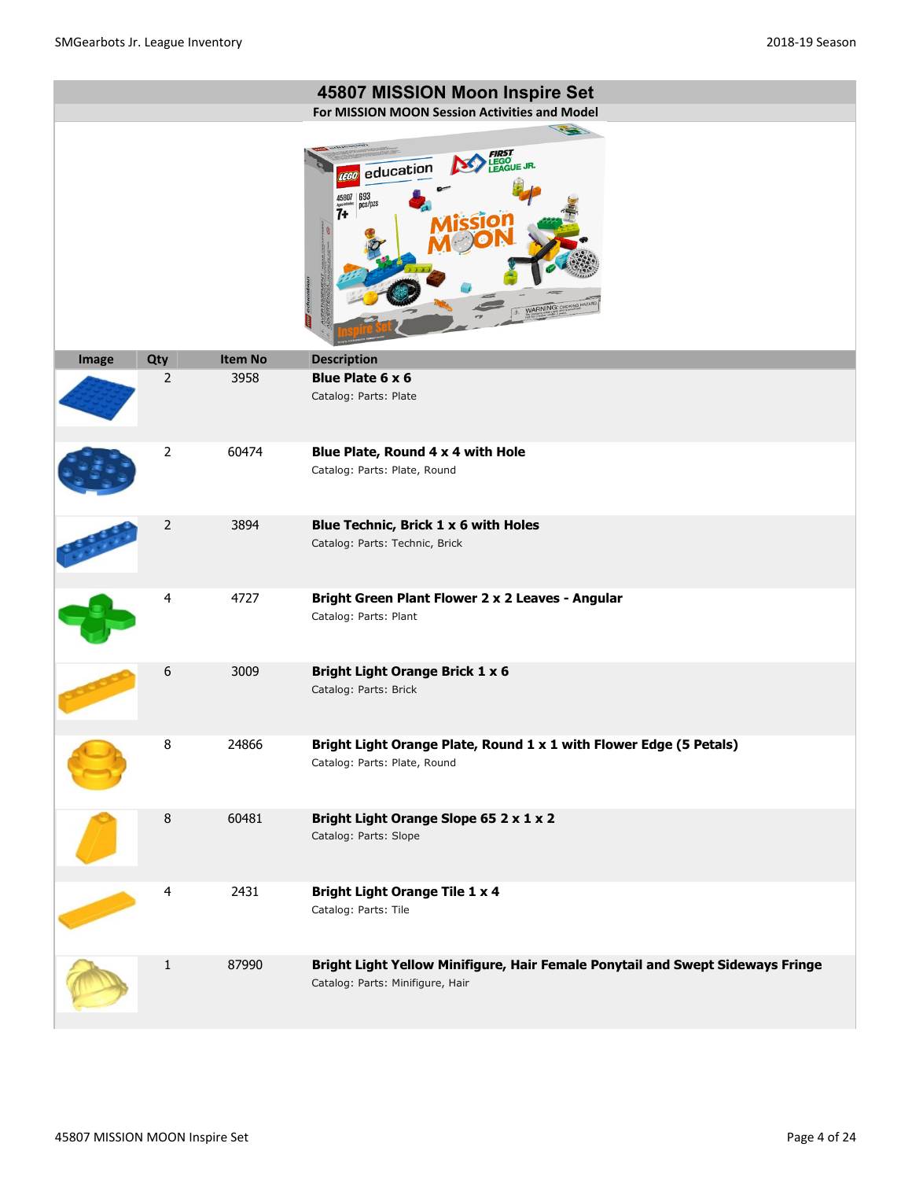# 45807 MISSION Moon Inspire Set

**For MISSION MOON Session Activities and Model**

| Image | Qty | Item No | Description |
|---|---|---|---|
| | 2 | 3958 | **Blue Plate 6 x 6**<br>Catalog: Parts: Plate |
| | 2 | 60474 | **Blue Plate, Round 4 x 4 with Hole**<br>Catalog: Parts: Plate, Round |
| | 2 | 3894 | **Blue Technic, Brick 1 x 6 with Holes**<br>Catalog: Parts: Technic, Brick |
| | 4 | 4727 | **Bright Green Plant Flower 2 x 2 Leaves - Angular**<br>Catalog: Parts: Plant |
| | 6 | 3009 | **Bright Light Orange Brick 1 x 6**<br>Catalog: Parts: Brick |
| | 8 | 24866 | **Bright Light Orange Plate, Round 1 x 1 with Flower Edge (5 Petals)**<br>Catalog: Parts: Plate, Round |
| | 8 | 60481 | **Bright Light Orange Slope 65 2 x 1 x 2**<br>Catalog: Parts: Slope |
| | 4 | 2431 | **Bright Light Orange Tile 1 x 4**<br>Catalog: Parts: Tile |
| | 1 | 87990 | **Bright Light Yellow Minifigure, Hair Female Ponytail and Swept Sideways Fringe**<br>Catalog: Parts: Minifigure, Hair |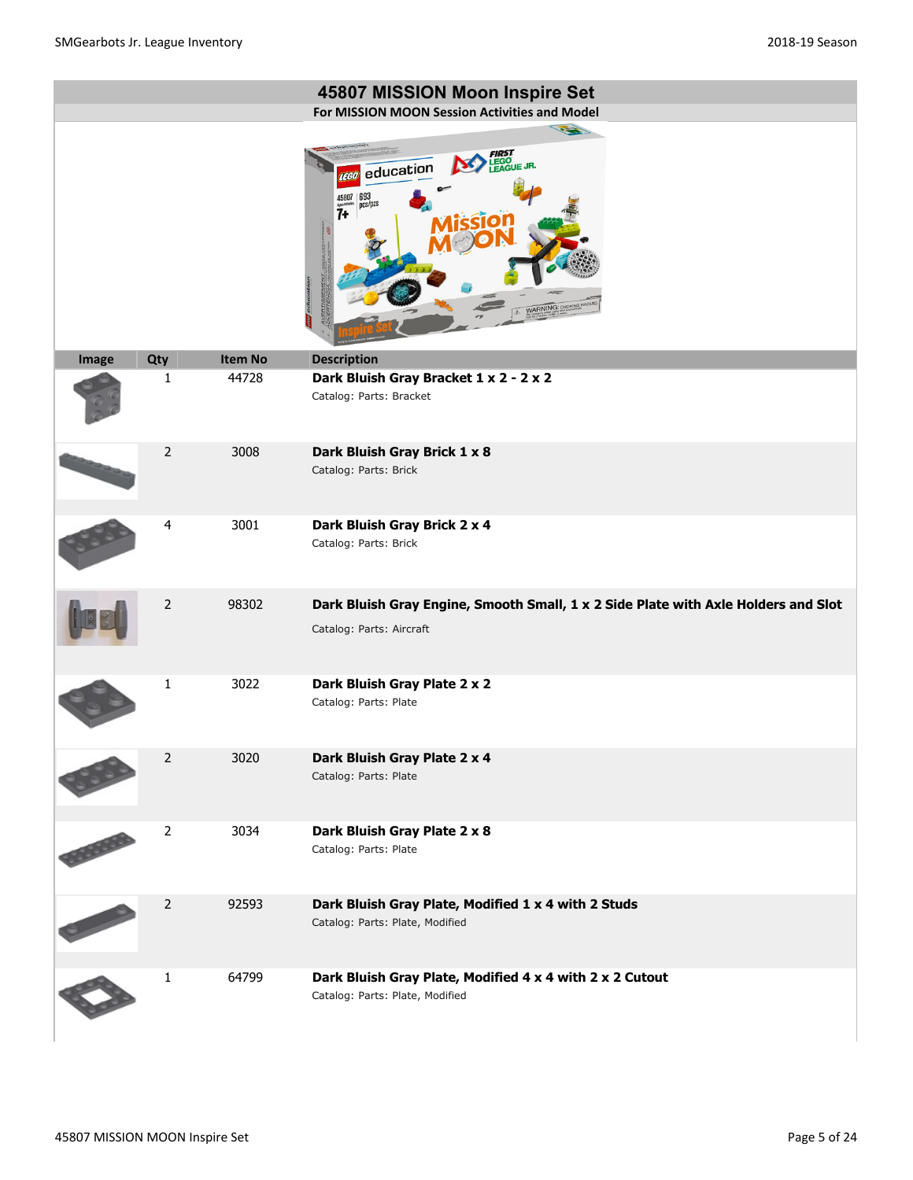# 45807 MISSION Moon Inspire Set

**For MISSION MOON Session Activities and Model**

| Image | Qty | Item No | Description |
|---|---|---|---|
| | 1 | 44728 | **Dark Bluish Gray Bracket 1 x 2 - 2 x 2**<br>Catalog: Parts: Bracket |
| | 2 | 3008 | **Dark Bluish Gray Brick 1 x 8**<br>Catalog: Parts: Brick |
| | 4 | 3001 | **Dark Bluish Gray Brick 2 x 4**<br>Catalog: Parts: Brick |
| | 2 | 98302 | **Dark Bluish Gray Engine, Smooth Small, 1 x 2 Side Plate with Axle Holders and Slot**<br>Catalog: Parts: Aircraft |
| | 1 | 3022 | **Dark Bluish Gray Plate 2 x 2**<br>Catalog: Parts: Plate |
| | 2 | 3020 | **Dark Bluish Gray Plate 2 x 4**<br>Catalog: Parts: Plate |
| | 2 | 3034 | **Dark Bluish Gray Plate 2 x 8**<br>Catalog: Parts: Plate |
| | 2 | 92593 | **Dark Bluish Gray Plate, Modified 1 x 4 with 2 Studs**<br>Catalog: Parts: Plate, Modified |
| | 1 | 64799 | **Dark Bluish Gray Plate, Modified 4 x 4 with 2 x 2 Cutout**<br>Catalog: Parts: Plate, Modified |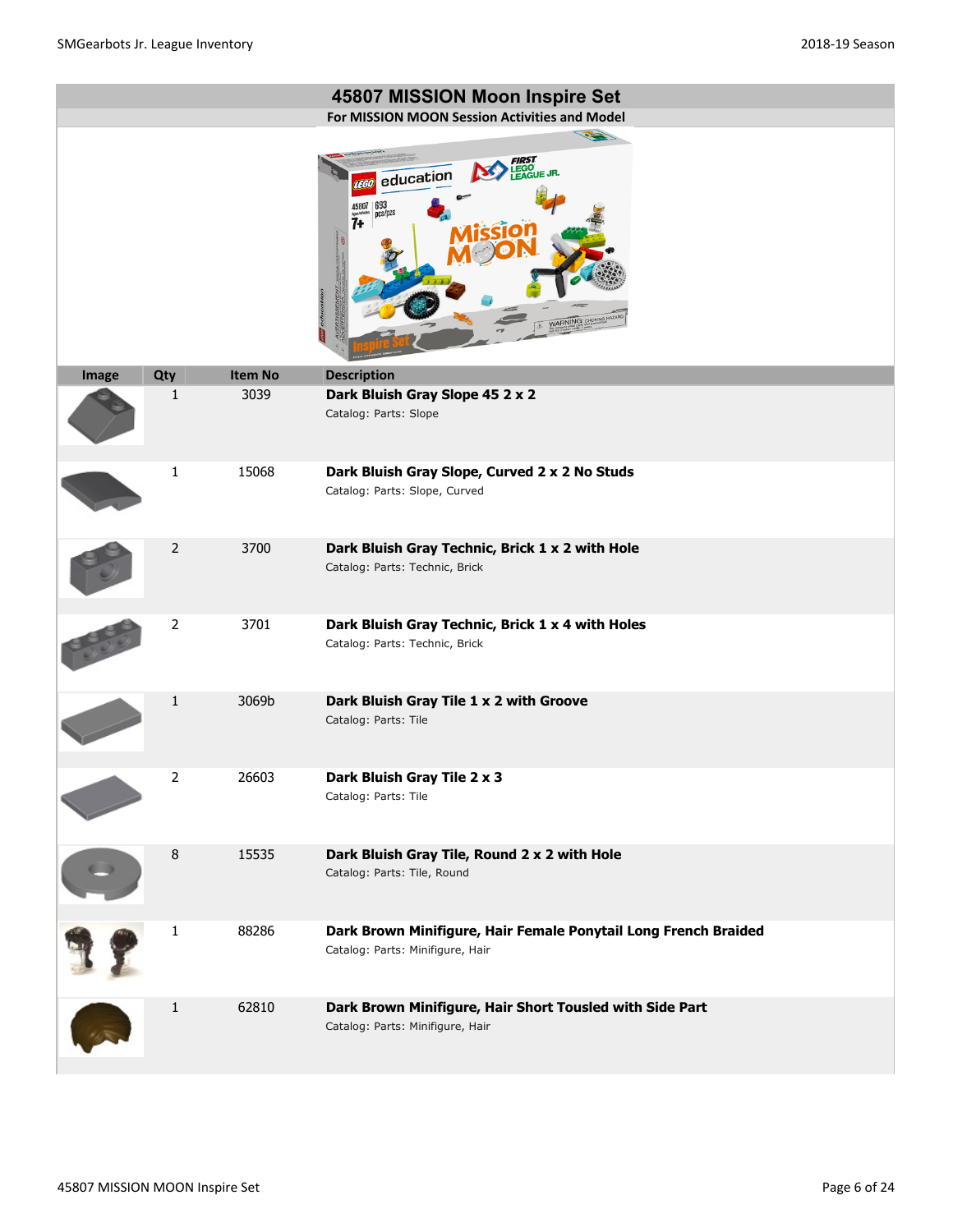# 45807 MISSION Moon Inspire Set

**For MISSION MOON Session Activities and Model**

| Image | Qty | Item No | Description |
|---|---|---|---|
| | 1 | 3039 | **Dark Bluish Gray Slope 45 2 x 2**<br>Catalog: Parts: Slope |
| | 1 | 15068 | **Dark Bluish Gray Slope, Curved 2 x 2 No Studs**<br>Catalog: Parts: Slope, Curved |
| | 2 | 3700 | **Dark Bluish Gray Technic, Brick 1 x 2 with Hole**<br>Catalog: Parts: Technic, Brick |
| | 2 | 3701 | **Dark Bluish Gray Technic, Brick 1 x 4 with Holes**<br>Catalog: Parts: Technic, Brick |
| | 1 | 3069b | **Dark Bluish Gray Tile 1 x 2 with Groove**<br>Catalog: Parts: Tile |
| | 2 | 26603 | **Dark Bluish Gray Tile 2 x 3**<br>Catalog: Parts: Tile |
| | 8 | 15535 | **Dark Bluish Gray Tile, Round 2 x 2 with Hole**<br>Catalog: Parts: Tile, Round |
| | 1 | 88286 | **Dark Brown Minifigure, Hair Female Ponytail Long French Braided**<br>Catalog: Parts: Minifigure, Hair |
| | 1 | 62810 | **Dark Brown Minifigure, Hair Short Tousled with Side Part**<br>Catalog: Parts: Minifigure, Hair |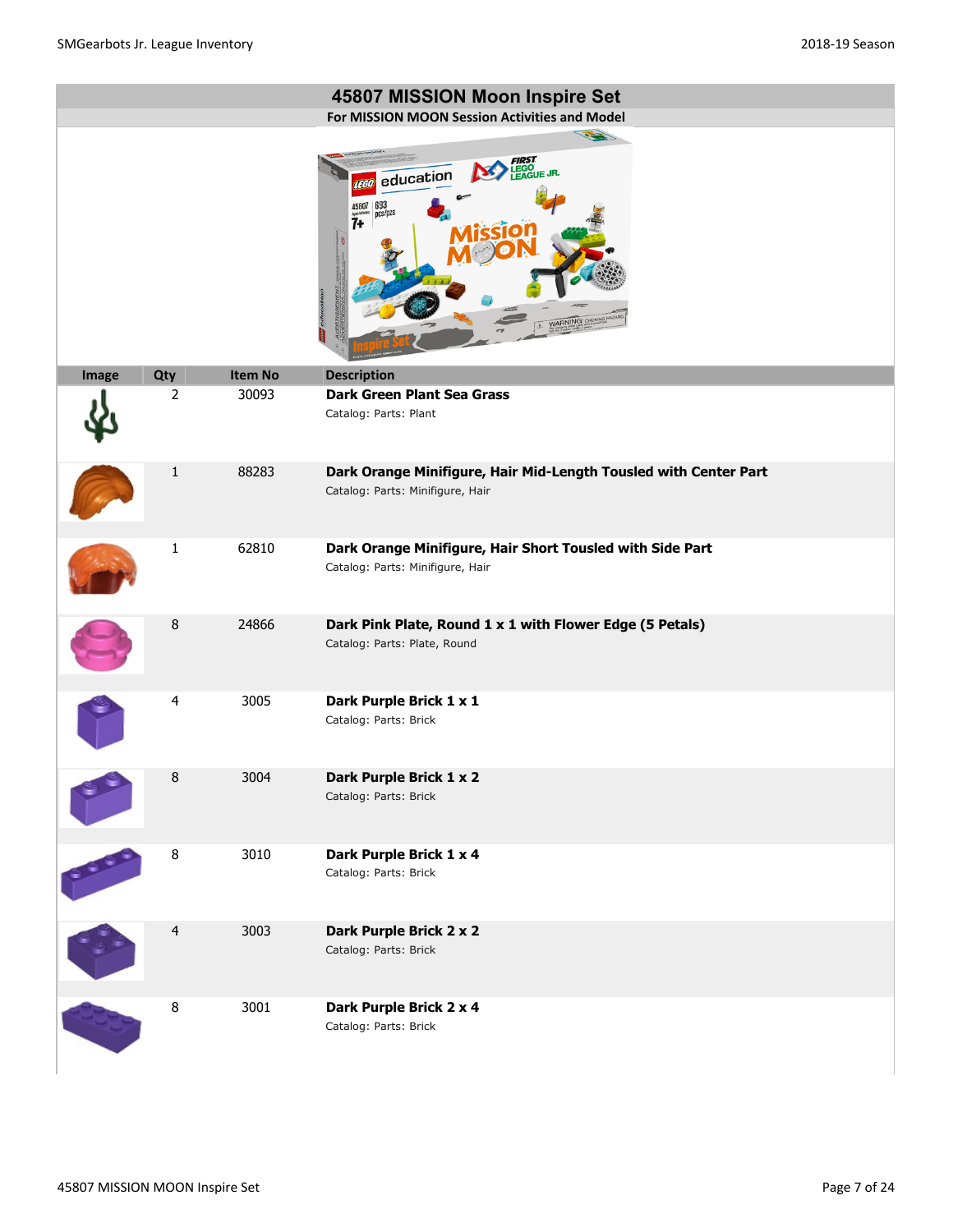## 45807 MISSION Moon Inspire Set

**For MISSION MOON Session Activities and Model**

| Image | Qty | Item No | Description |
|---|---|---|---|
| | 2 | 30093 | **Dark Green Plant Sea Grass**<br>Catalog: Parts: Plant |
| | 1 | 88283 | **Dark Orange Minifigure, Hair Mid-Length Tousled with Center Part**<br>Catalog: Parts: Minifigure, Hair |
| | 1 | 62810 | **Dark Orange Minifigure, Hair Short Tousled with Side Part**<br>Catalog: Parts: Minifigure, Hair |
| | 8 | 24866 | **Dark Pink Plate, Round 1 x 1 with Flower Edge (5 Petals)**<br>Catalog: Parts: Plate, Round |
| | 4 | 3005 | **Dark Purple Brick 1 x 1**<br>Catalog: Parts: Brick |
| | 8 | 3004 | **Dark Purple Brick 1 x 2**<br>Catalog: Parts: Brick |
| | 8 | 3010 | **Dark Purple Brick 1 x 4**<br>Catalog: Parts: Brick |
| | 4 | 3003 | **Dark Purple Brick 2 x 2**<br>Catalog: Parts: Brick |
| | 8 | 3001 | **Dark Purple Brick 2 x 4**<br>Catalog: Parts: Brick |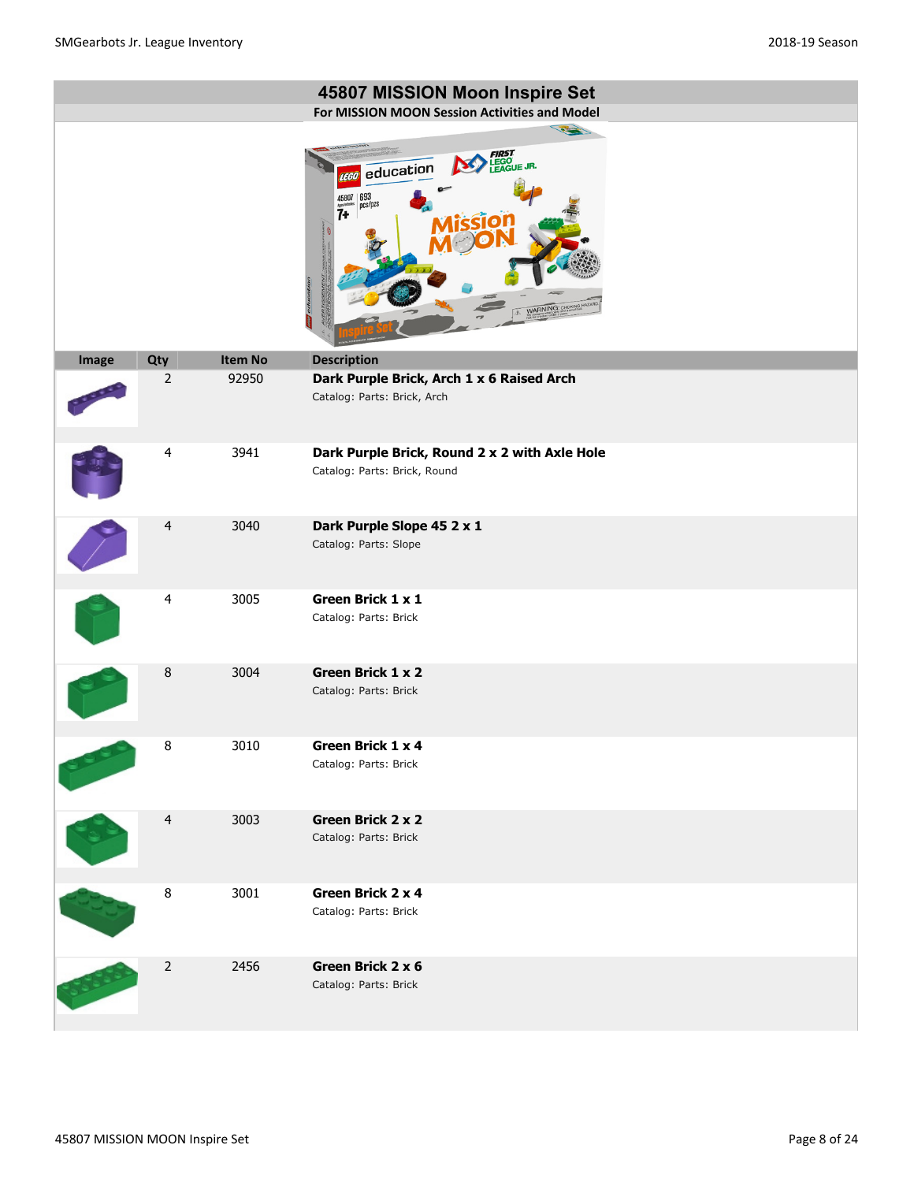# 45807 MISSION Moon Inspire Set

**For MISSION MOON Session Activities and Model**

| Image | Qty | Item No | Description |
|---|---|---|---|
| | 2 | 92950 | **Dark Purple Brick, Arch 1 x 6 Raised Arch**<br>Catalog: Parts: Brick, Arch |
| | 4 | 3941 | **Dark Purple Brick, Round 2 x 2 with Axle Hole**<br>Catalog: Parts: Brick, Round |
| | 4 | 3040 | **Dark Purple Slope 45 2 x 1**<br>Catalog: Parts: Slope |
| | 4 | 3005 | **Green Brick 1 x 1**<br>Catalog: Parts: Brick |
| | 8 | 3004 | **Green Brick 1 x 2**<br>Catalog: Parts: Brick |
| | 8 | 3010 | **Green Brick 1 x 4**<br>Catalog: Parts: Brick |
| | 4 | 3003 | **Green Brick 2 x 2**<br>Catalog: Parts: Brick |
| | 8 | 3001 | **Green Brick 2 x 4**<br>Catalog: Parts: Brick |
| | 2 | 2456 | **Green Brick 2 x 6**<br>Catalog: Parts: Brick |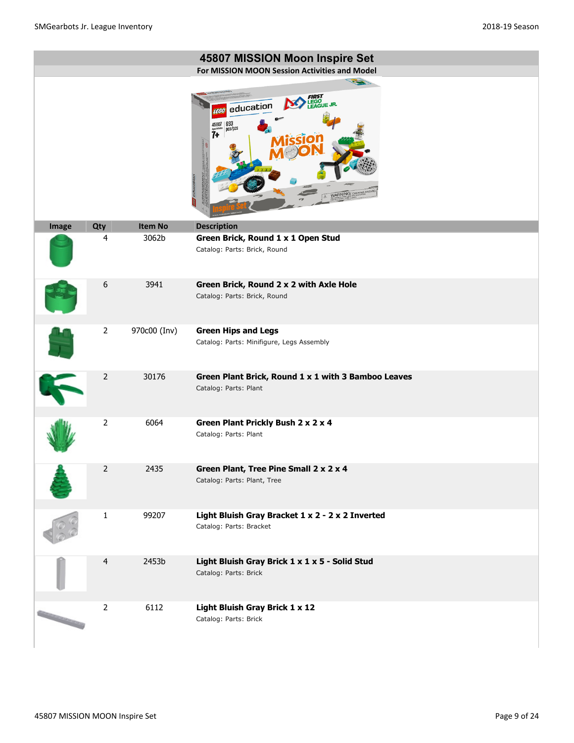# 45807 MISSION Moon Inspire Set

**For MISSION MOON Session Activities and Model**

| Image | Qty | Item No | Description |
|---|---|---|---|
| | 4 | 3062b | **Green Brick, Round 1 x 1 Open Stud**<br>Catalog: Parts: Brick, Round |
| | 6 | 3941 | **Green Brick, Round 2 x 2 with Axle Hole**<br>Catalog: Parts: Brick, Round |
| | 2 | 970c00 (Inv) | **Green Hips and Legs**<br>Catalog: Parts: Minifigure, Legs Assembly |
| | 2 | 30176 | **Green Plant Brick, Round 1 x 1 with 3 Bamboo Leaves**<br>Catalog: Parts: Plant |
| | 2 | 6064 | **Green Plant Prickly Bush 2 x 2 x 4**<br>Catalog: Parts: Plant |
| | 2 | 2435 | **Green Plant, Tree Pine Small 2 x 2 x 4**<br>Catalog: Parts: Plant, Tree |
| | 1 | 99207 | **Light Bluish Gray Bracket 1 x 2 - 2 x 2 Inverted**<br>Catalog: Parts: Bracket |
| | 4 | 2453b | **Light Bluish Gray Brick 1 x 1 x 5 - Solid Stud**<br>Catalog: Parts: Brick |
| | 2 | 6112 | **Light Bluish Gray Brick 1 x 12**<br>Catalog: Parts: Brick |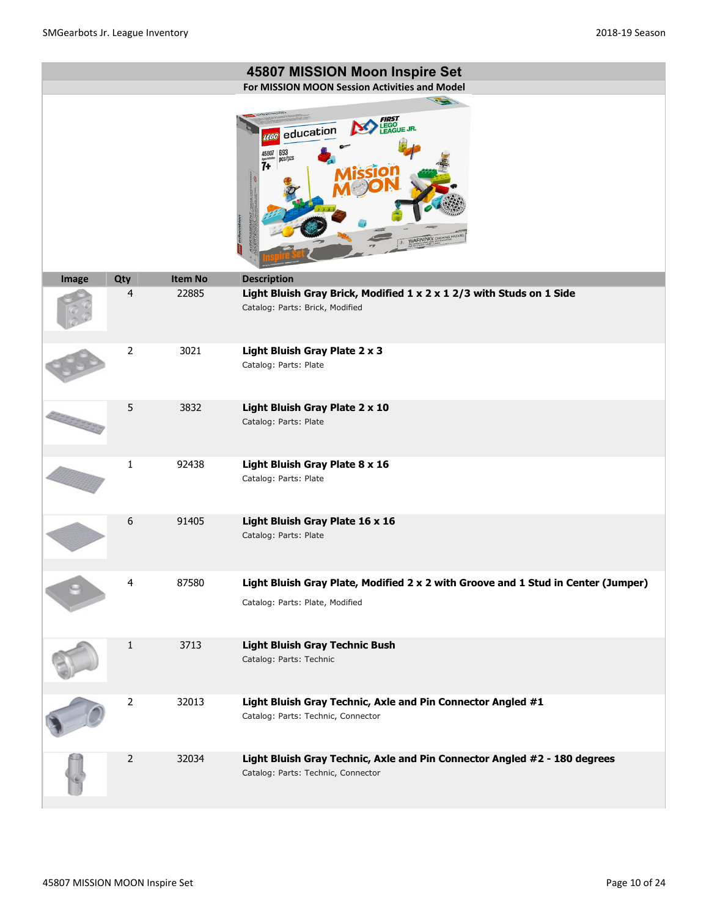## 45807 MISSION Moon Inspire Set

**For MISSION MOON Session Activities and Model**

| Image | Qty | Item No | Description |
|---|---|---|---|
| | 4 | 22885 | **Light Bluish Gray Brick, Modified 1 x 2 x 1 2/3 with Studs on 1 Side**<br>Catalog: Parts: Brick, Modified |
| | 2 | 3021 | **Light Bluish Gray Plate 2 x 3**<br>Catalog: Parts: Plate |
| | 5 | 3832 | **Light Bluish Gray Plate 2 x 10**<br>Catalog: Parts: Plate |
| | 1 | 92438 | **Light Bluish Gray Plate 8 x 16**<br>Catalog: Parts: Plate |
| | 6 | 91405 | **Light Bluish Gray Plate 16 x 16**<br>Catalog: Parts: Plate |
| | 4 | 87580 | **Light Bluish Gray Plate, Modified 2 x 2 with Groove and 1 Stud in Center (Jumper)**<br>Catalog: Parts: Plate, Modified |
| | 1 | 3713 | **Light Bluish Gray Technic Bush**<br>Catalog: Parts: Technic |
| | 2 | 32013 | **Light Bluish Gray Technic, Axle and Pin Connector Angled #1**<br>Catalog: Parts: Technic, Connector |
| | 2 | 32034 | **Light Bluish Gray Technic, Axle and Pin Connector Angled #2 - 180 degrees**<br>Catalog: Parts: Technic, Connector |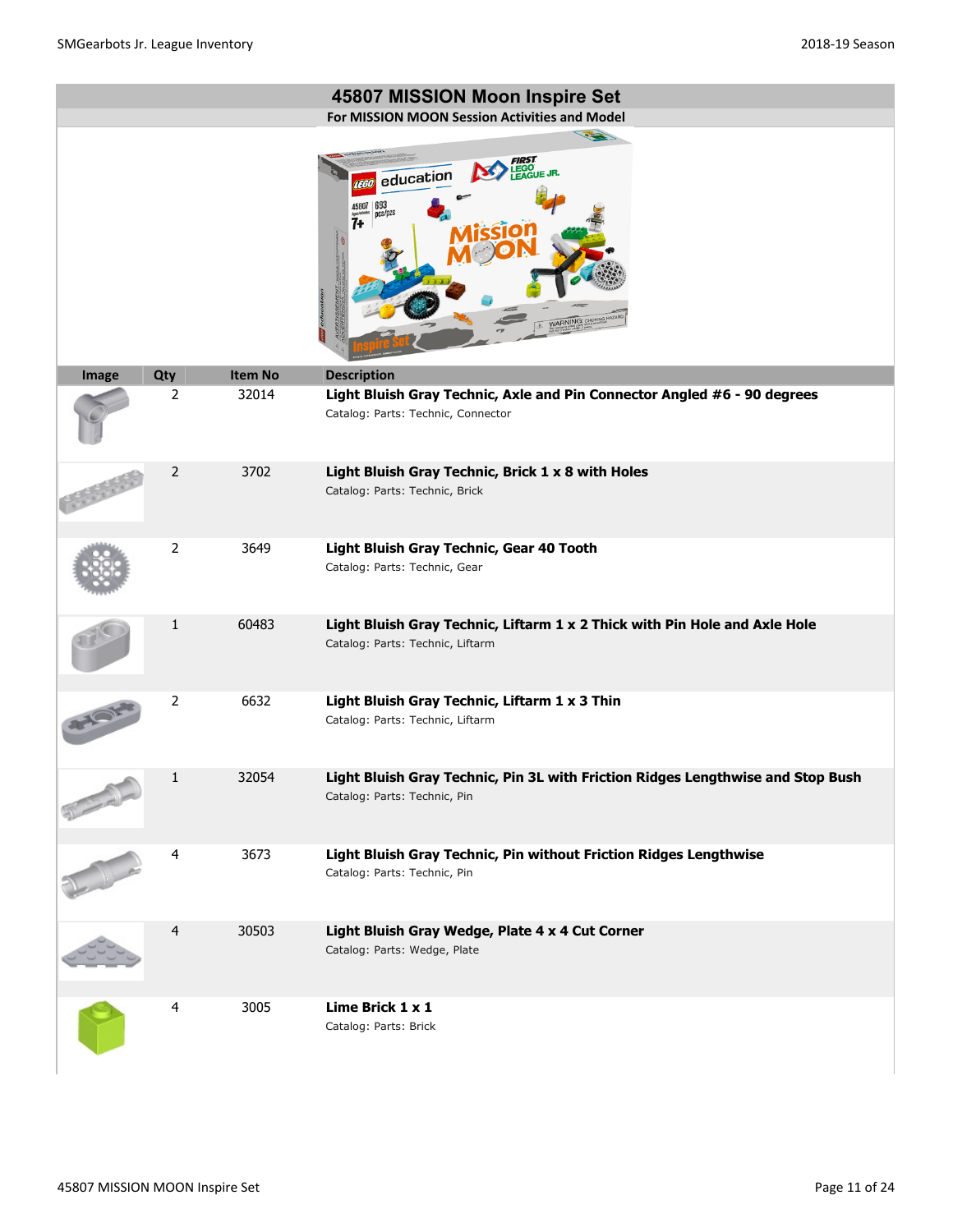# 45807 MISSION Moon Inspire Set

**For MISSION MOON Session Activities and Model**

| Image | Qty | Item No | Description |
|---|---|---|---|
| | 2 | 32014 | **Light Bluish Gray Technic, Axle and Pin Connector Angled #6 - 90 degrees**<br>Catalog: Parts: Technic, Connector |
| | 2 | 3702 | **Light Bluish Gray Technic, Brick 1 x 8 with Holes**<br>Catalog: Parts: Technic, Brick |
| | 2 | 3649 | **Light Bluish Gray Technic, Gear 40 Tooth**<br>Catalog: Parts: Technic, Gear |
| | 1 | 60483 | **Light Bluish Gray Technic, Liftarm 1 x 2 Thick with Pin Hole and Axle Hole**<br>Catalog: Parts: Technic, Liftarm |
| | 2 | 6632 | **Light Bluish Gray Technic, Liftarm 1 x 3 Thin**<br>Catalog: Parts: Technic, Liftarm |
| | 1 | 32054 | **Light Bluish Gray Technic, Pin 3L with Friction Ridges Lengthwise and Stop Bush**<br>Catalog: Parts: Technic, Pin |
| | 4 | 3673 | **Light Bluish Gray Technic, Pin without Friction Ridges Lengthwise**<br>Catalog: Parts: Technic, Pin |
| | 4 | 30503 | **Light Bluish Gray Wedge, Plate 4 x 4 Cut Corner**<br>Catalog: Parts: Wedge, Plate |
| | 4 | 3005 | **Lime Brick 1 x 1**<br>Catalog: Parts: Brick |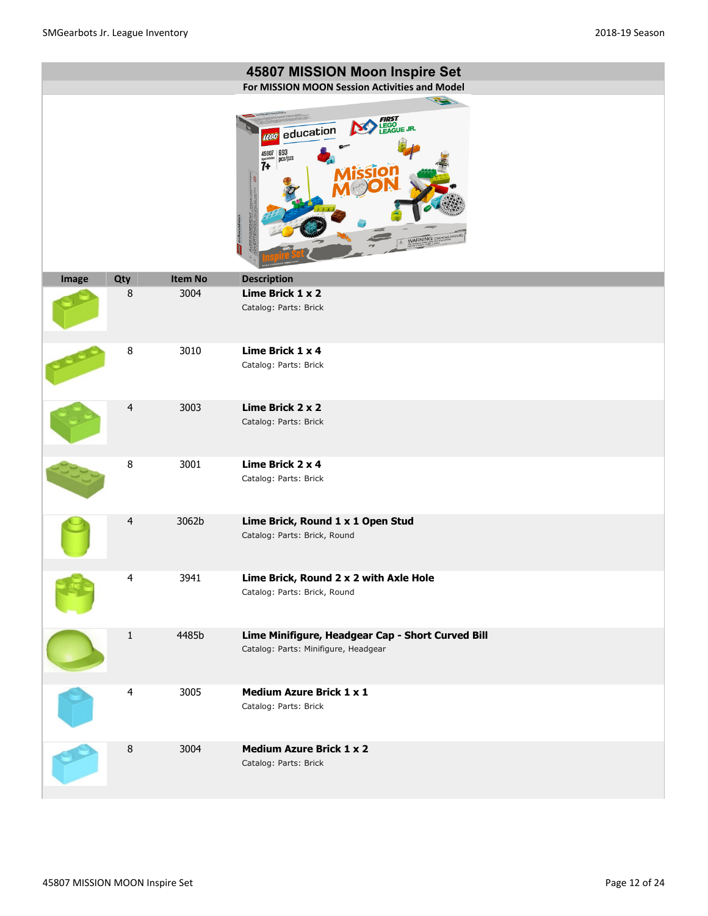# 45807 MISSION Moon Inspire Set

**For MISSION MOON Session Activities and Model**

| Image | Qty | Item No | Description |
|---|---|---|---|
| | 8 | 3004 | **Lime Brick 1 x 2**<br>Catalog: Parts: Brick |
| | 8 | 3010 | **Lime Brick 1 x 4**<br>Catalog: Parts: Brick |
| | 4 | 3003 | **Lime Brick 2 x 2**<br>Catalog: Parts: Brick |
| | 8 | 3001 | **Lime Brick 2 x 4**<br>Catalog: Parts: Brick |
| | 4 | 3062b | **Lime Brick, Round 1 x 1 Open Stud**<br>Catalog: Parts: Brick, Round |
| | 4 | 3941 | **Lime Brick, Round 2 x 2 with Axle Hole**<br>Catalog: Parts: Brick, Round |
| | 1 | 4485b | **Lime Minifigure, Headgear Cap - Short Curved Bill**<br>Catalog: Parts: Minifigure, Headgear |
| | 4 | 3005 | **Medium Azure Brick 1 x 1**<br>Catalog: Parts: Brick |
| | 8 | 3004 | **Medium Azure Brick 1 x 2**<br>Catalog: Parts: Brick |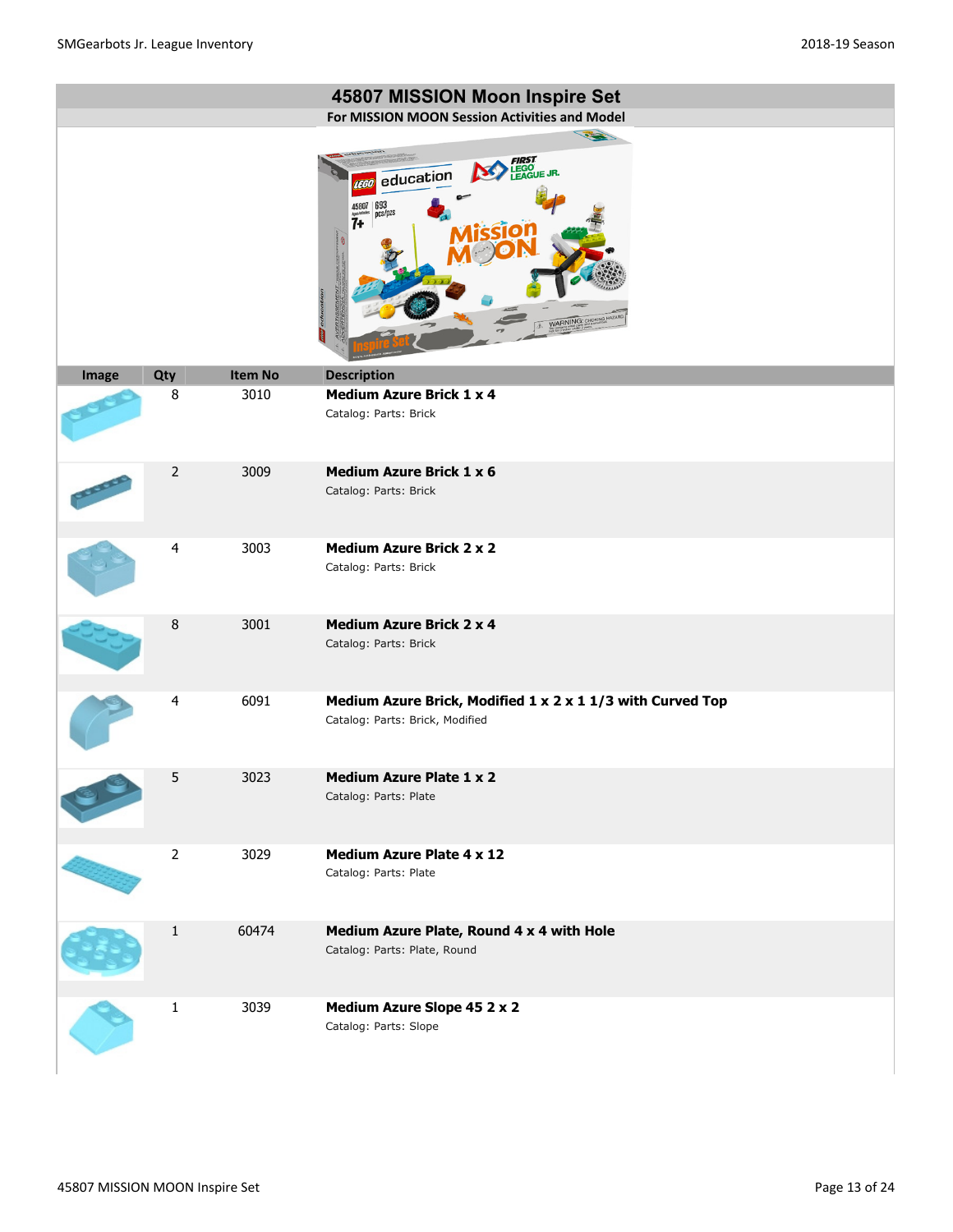## 45807 MISSION Moon Inspire Set

**For MISSION MOON Session Activities and Model**

| Image | Qty | Item No | Description |
|---|---|---|---|
| | 8 | 3010 | **Medium Azure Brick 1 x 4**<br>Catalog: Parts: Brick |
| | 2 | 3009 | **Medium Azure Brick 1 x 6**<br>Catalog: Parts: Brick |
| | 4 | 3003 | **Medium Azure Brick 2 x 2**<br>Catalog: Parts: Brick |
| | 8 | 3001 | **Medium Azure Brick 2 x 4**<br>Catalog: Parts: Brick |
| | 4 | 6091 | **Medium Azure Brick, Modified 1 x 2 x 1 1/3 with Curved Top**<br>Catalog: Parts: Brick, Modified |
| | 5 | 3023 | **Medium Azure Plate 1 x 2**<br>Catalog: Parts: Plate |
| | 2 | 3029 | **Medium Azure Plate 4 x 12**<br>Catalog: Parts: Plate |
| | 1 | 60474 | **Medium Azure Plate, Round 4 x 4 with Hole**<br>Catalog: Parts: Plate, Round |
| | 1 | 3039 | **Medium Azure Slope 45 2 x 2**<br>Catalog: Parts: Slope |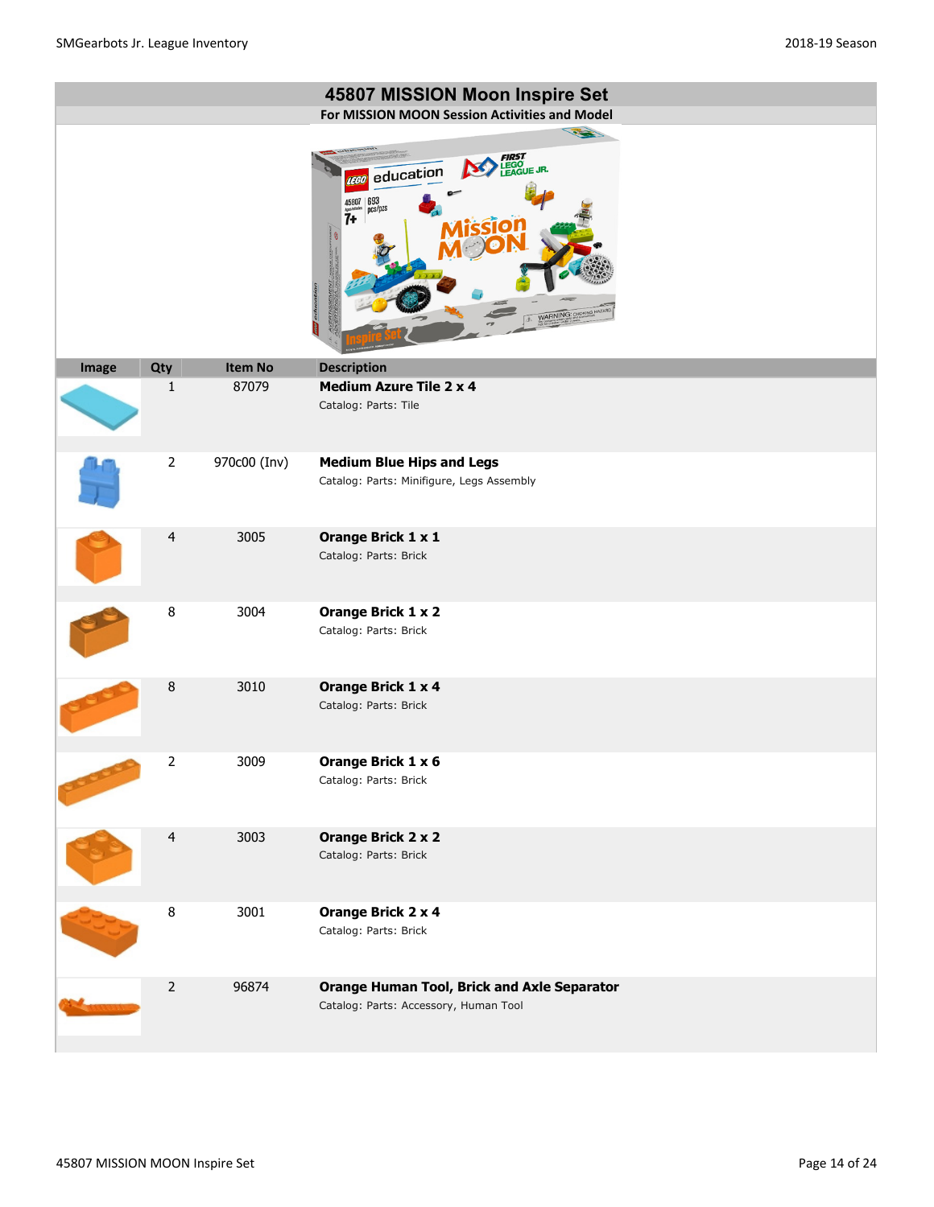# 45807 MISSION Moon Inspire Set

**For MISSION MOON Session Activities and Model**

| Image | Qty | Item No | Description |
|---|---|---|---|
| | 1 | 87079 | **Medium Azure Tile 2 x 4**<br>Catalog: Parts: Tile |
| | 2 | 970c00 (Inv) | **Medium Blue Hips and Legs**<br>Catalog: Parts: Minifigure, Legs Assembly |
| | 4 | 3005 | **Orange Brick 1 x 1**<br>Catalog: Parts: Brick |
| | 8 | 3004 | **Orange Brick 1 x 2**<br>Catalog: Parts: Brick |
| | 8 | 3010 | **Orange Brick 1 x 4**<br>Catalog: Parts: Brick |
| | 2 | 3009 | **Orange Brick 1 x 6**<br>Catalog: Parts: Brick |
| | 4 | 3003 | **Orange Brick 2 x 2**<br>Catalog: Parts: Brick |
| | 8 | 3001 | **Orange Brick 2 x 4**<br>Catalog: Parts: Brick |
| | 2 | 96874 | **Orange Human Tool, Brick and Axle Separator**<br>Catalog: Parts: Accessory, Human Tool |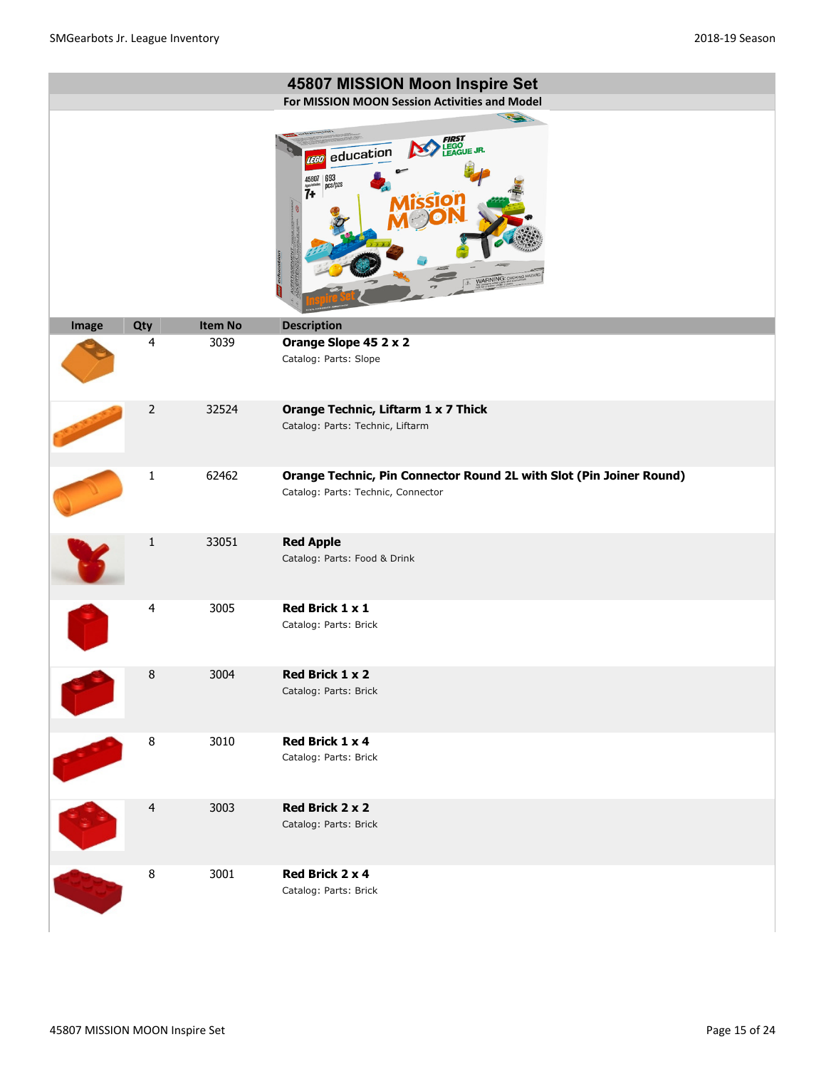## 45807 MISSION Moon Inspire Set

**For MISSION MOON Session Activities and Model**

| Image | Qty | Item No | Description |
|---|---|---|---|
| | 4 | 3039 | **Orange Slope 45 2 x 2**<br>Catalog: Parts: Slope |
| | 2 | 32524 | **Orange Technic, Liftarm 1 x 7 Thick**<br>Catalog: Parts: Technic, Liftarm |
| | 1 | 62462 | **Orange Technic, Pin Connector Round 2L with Slot (Pin Joiner Round)**<br>Catalog: Parts: Technic, Connector |
| | 1 | 33051 | **Red Apple**<br>Catalog: Parts: Food & Drink |
| | 4 | 3005 | **Red Brick 1 x 1**<br>Catalog: Parts: Brick |
| | 8 | 3004 | **Red Brick 1 x 2**<br>Catalog: Parts: Brick |
| | 8 | 3010 | **Red Brick 1 x 4**<br>Catalog: Parts: Brick |
| | 4 | 3003 | **Red Brick 2 x 2**<br>Catalog: Parts: Brick |
| | 8 | 3001 | **Red Brick 2 x 4**<br>Catalog: Parts: Brick |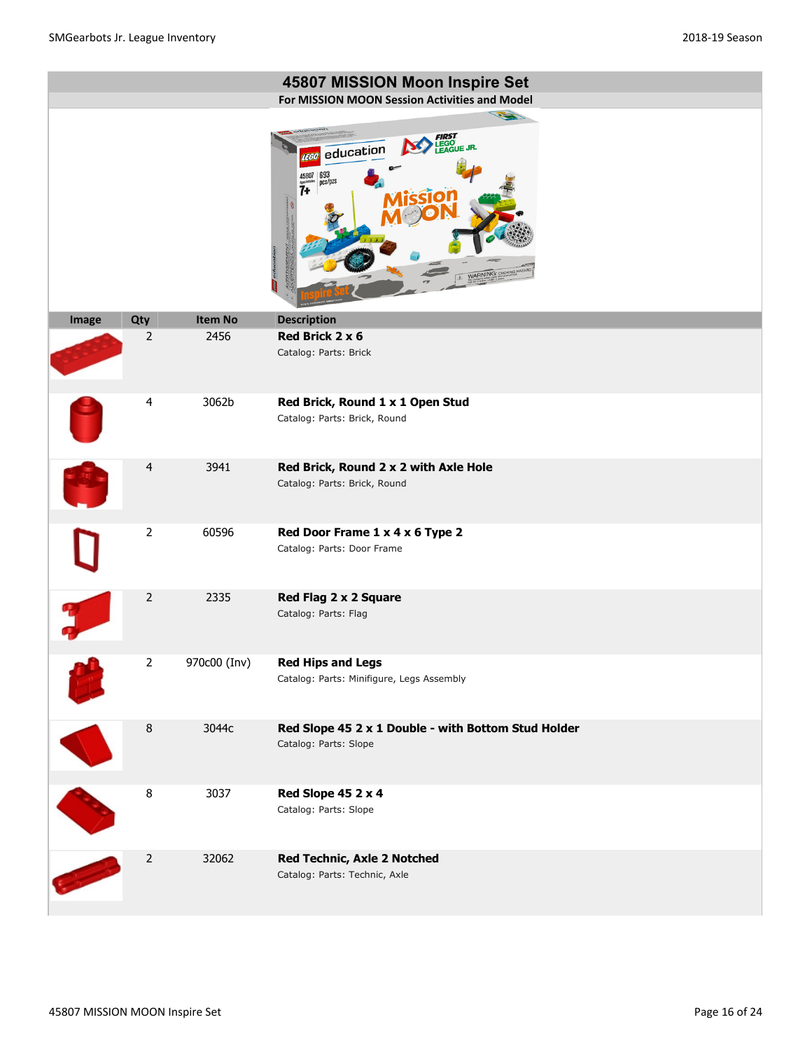## 45807 MISSION Moon Inspire Set

**For MISSION MOON Session Activities and Model**

| Image | Qty | Item No | Description |
|---|---|---|---|
| | 2 | 2456 | **Red Brick 2 x 6**<br>Catalog: Parts: Brick |
| | 4 | 3062b | **Red Brick, Round 1 x 1 Open Stud**<br>Catalog: Parts: Brick, Round |
| | 4 | 3941 | **Red Brick, Round 2 x 2 with Axle Hole**<br>Catalog: Parts: Brick, Round |
| | 2 | 60596 | **Red Door Frame 1 x 4 x 6 Type 2**<br>Catalog: Parts: Door Frame |
| | 2 | 2335 | **Red Flag 2 x 2 Square**<br>Catalog: Parts: Flag |
| | 2 | 970c00 (Inv) | **Red Hips and Legs**<br>Catalog: Parts: Minifigure, Legs Assembly |
| | 8 | 3044c | **Red Slope 45 2 x 1 Double - with Bottom Stud Holder**<br>Catalog: Parts: Slope |
| | 8 | 3037 | **Red Slope 45 2 x 4**<br>Catalog: Parts: Slope |
| | 2 | 32062 | **Red Technic, Axle 2 Notched**<br>Catalog: Parts: Technic, Axle |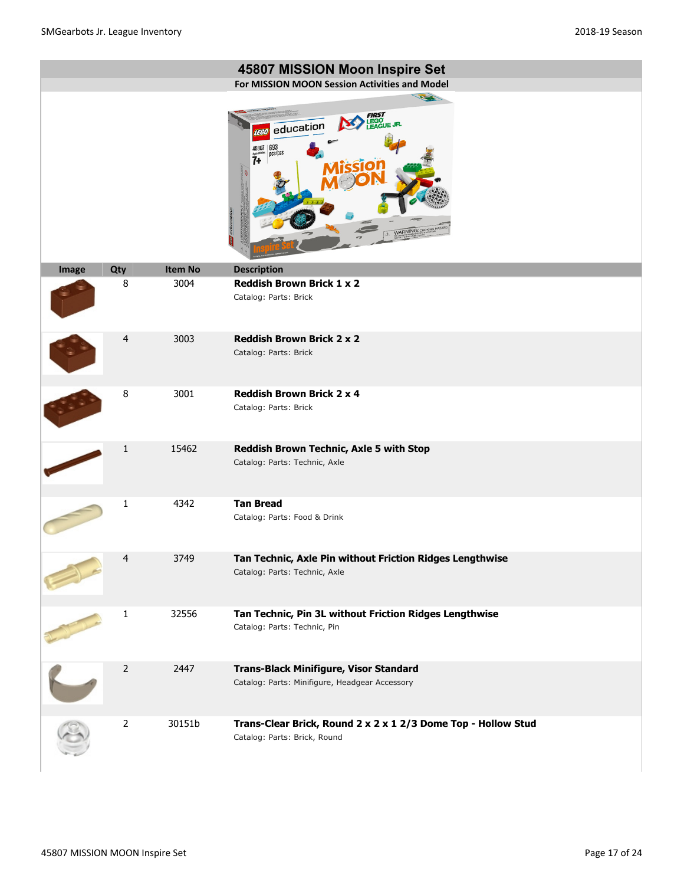## 45807 MISSION Moon Inspire Set

**For MISSION MOON Session Activities and Model**

| Image | Qty | Item No | Description |
|---|---|---|---|
| | 8 | 3004 | **Reddish Brown Brick 1 x 2**<br>Catalog: Parts: Brick |
| | 4 | 3003 | **Reddish Brown Brick 2 x 2**<br>Catalog: Parts: Brick |
| | 8 | 3001 | **Reddish Brown Brick 2 x 4**<br>Catalog: Parts: Brick |
| | 1 | 15462 | **Reddish Brown Technic, Axle 5 with Stop**<br>Catalog: Parts: Technic, Axle |
| | 1 | 4342 | **Tan Bread**<br>Catalog: Parts: Food & Drink |
| | 4 | 3749 | **Tan Technic, Axle Pin without Friction Ridges Lengthwise**<br>Catalog: Parts: Technic, Axle |
| | 1 | 32556 | **Tan Technic, Pin 3L without Friction Ridges Lengthwise**<br>Catalog: Parts: Technic, Pin |
| | 2 | 2447 | **Trans-Black Minifigure, Visor Standard**<br>Catalog: Parts: Minifigure, Headgear Accessory |
| | 2 | 30151b | **Trans-Clear Brick, Round 2 x 2 x 1 2/3 Dome Top - Hollow Stud**<br>Catalog: Parts: Brick, Round |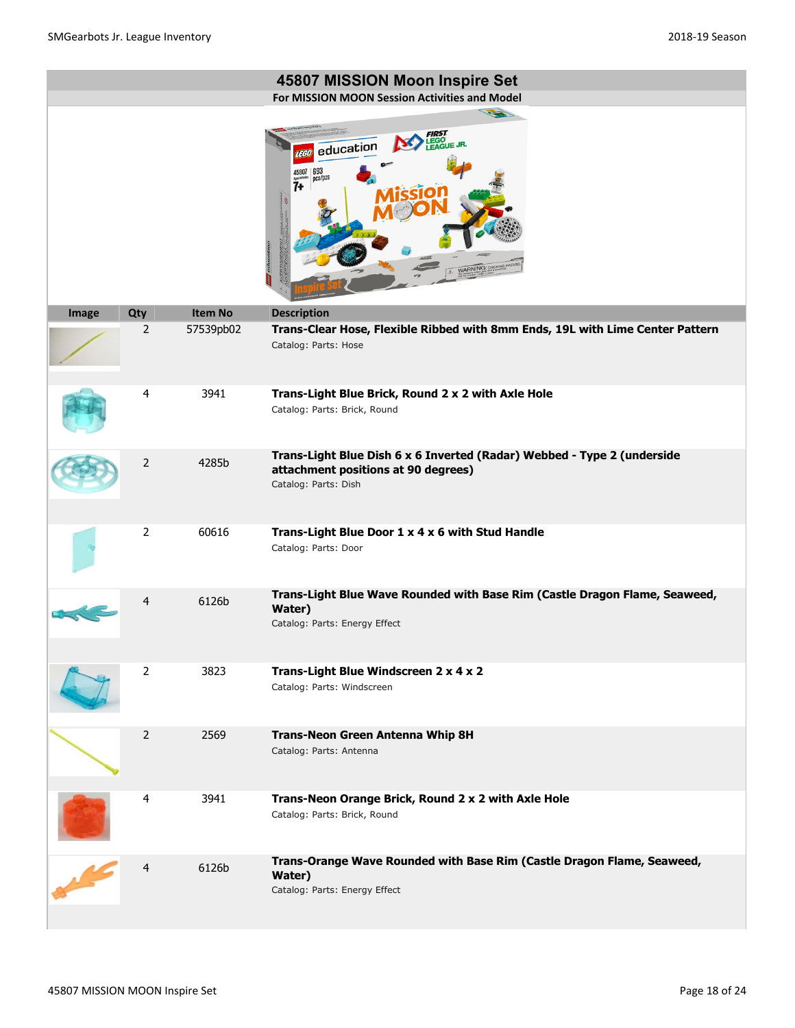# 45807 MISSION Moon Inspire Set

**For MISSION MOON Session Activities and Model**

| Image | Qty | Item No | Description |
|---|---|---|---|
| | 2 | 57539pb02 | **Trans-Clear Hose, Flexible Ribbed with 8mm Ends, 19L with Lime Center Pattern**<br>Catalog: Parts: Hose |
| | 4 | 3941 | **Trans-Light Blue Brick, Round 2 x 2 with Axle Hole**<br>Catalog: Parts: Brick, Round |
| | 2 | 4285b | **Trans-Light Blue Dish 6 x 6 Inverted (Radar) Webbed - Type 2 (underside attachment positions at 90 degrees)**<br>Catalog: Parts: Dish |
| | 2 | 60616 | **Trans-Light Blue Door 1 x 4 x 6 with Stud Handle**<br>Catalog: Parts: Door |
| | 4 | 6126b | **Trans-Light Blue Wave Rounded with Base Rim (Castle Dragon Flame, Seaweed, Water)**<br>Catalog: Parts: Energy Effect |
| | 2 | 3823 | **Trans-Light Blue Windscreen 2 x 4 x 2**<br>Catalog: Parts: Windscreen |
| | 2 | 2569 | **Trans-Neon Green Antenna Whip 8H**<br>Catalog: Parts: Antenna |
| | 4 | 3941 | **Trans-Neon Orange Brick, Round 2 x 2 with Axle Hole**<br>Catalog: Parts: Brick, Round |
| | 4 | 6126b | **Trans-Orange Wave Rounded with Base Rim (Castle Dragon Flame, Seaweed, Water)**<br>Catalog: Parts: Energy Effect |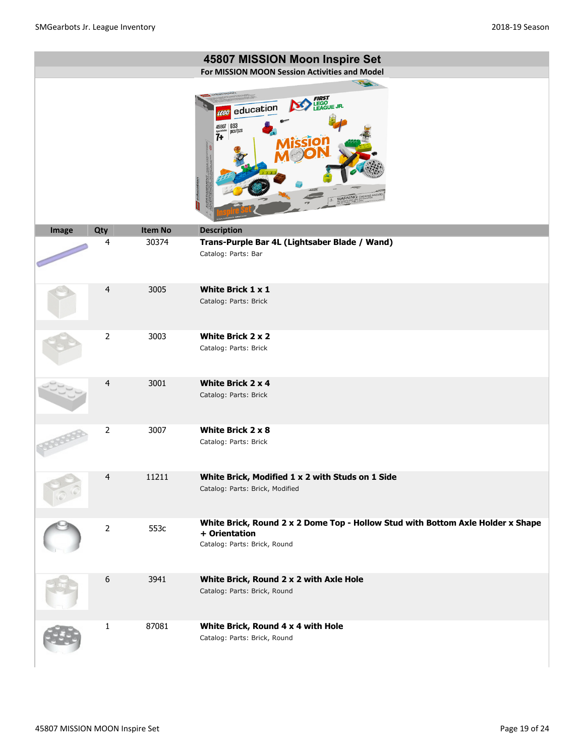# 45807 MISSION Moon Inspire Set

**For MISSION MOON Session Activities and Model**

| Image | Qty | Item No | Description |
|---|---|---|---|
| | 4 | 30374 | **Trans-Purple Bar 4L (Lightsaber Blade / Wand)** Catalog: Parts: Bar |
| | 4 | 3005 | **White Brick 1 x 1** Catalog: Parts: Brick |
| | 2 | 3003 | **White Brick 2 x 2** Catalog: Parts: Brick |
| | 4 | 3001 | **White Brick 2 x 4** Catalog: Parts: Brick |
| | 2 | 3007 | **White Brick 2 x 8** Catalog: Parts: Brick |
| | 4 | 11211 | **White Brick, Modified 1 x 2 with Studs on 1 Side** Catalog: Parts: Brick, Modified |
| | 2 | 553c | **White Brick, Round 2 x 2 Dome Top - Hollow Stud with Bottom Axle Holder x Shape + Orientation** Catalog: Parts: Brick, Round |
| | 6 | 3941 | **White Brick, Round 2 x 2 with Axle Hole** Catalog: Parts: Brick, Round |
| | 1 | 87081 | **White Brick, Round 4 x 4 with Hole** Catalog: Parts: Brick, Round |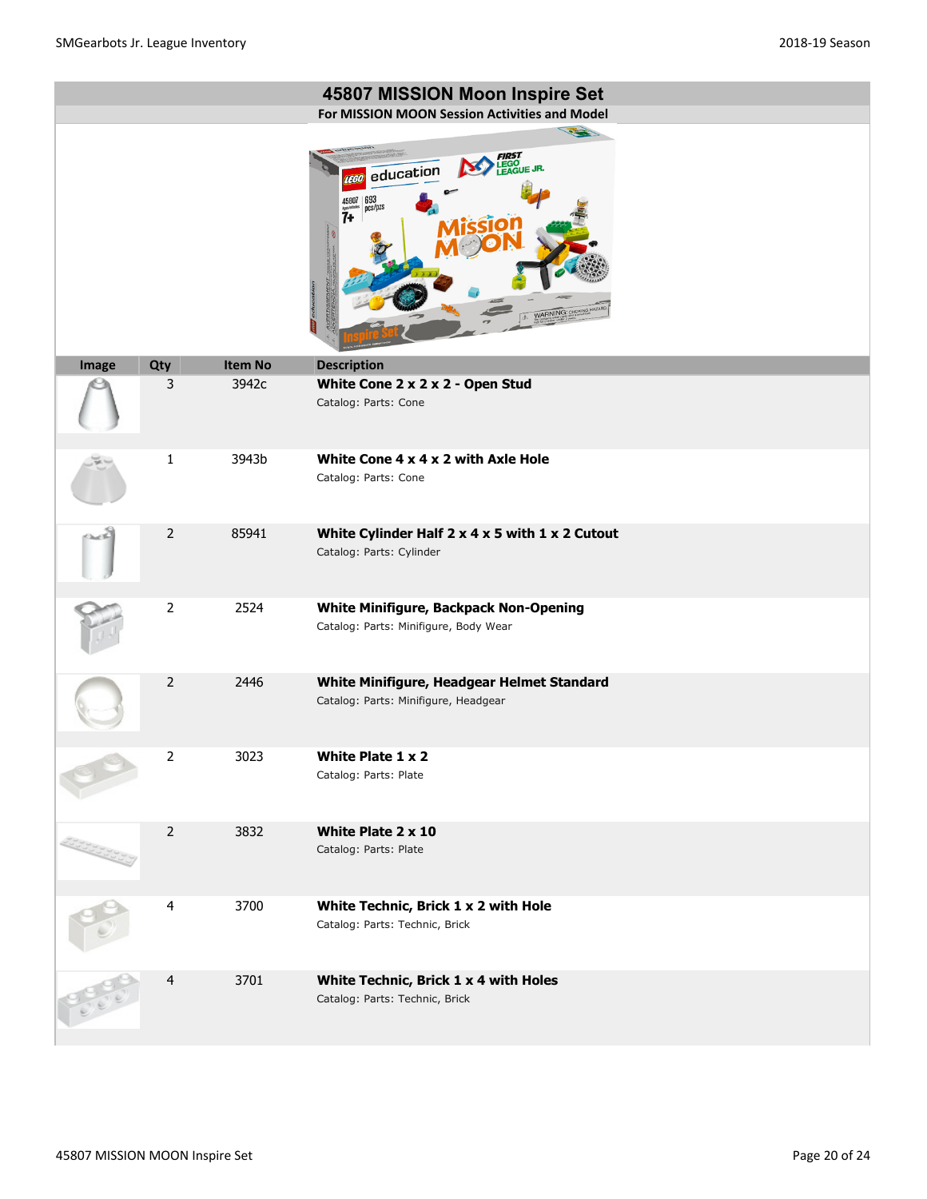# 45807 MISSION Moon Inspire Set

**For MISSION MOON Session Activities and Model**

| Image | Qty | Item No | Description |
|---|---|---|---|
| | 3 | 3942c | **White Cone 2 x 2 x 2 - Open Stud**<br>Catalog: Parts: Cone |
| | 1 | 3943b | **White Cone 4 x 4 x 2 with Axle Hole**<br>Catalog: Parts: Cone |
| | 2 | 85941 | **White Cylinder Half 2 x 4 x 5 with 1 x 2 Cutout**<br>Catalog: Parts: Cylinder |
| | 2 | 2524 | **White Minifigure, Backpack Non-Opening**<br>Catalog: Parts: Minifigure, Body Wear |
| | 2 | 2446 | **White Minifigure, Headgear Helmet Standard**<br>Catalog: Parts: Minifigure, Headgear |
| | 2 | 3023 | **White Plate 1 x 2**<br>Catalog: Parts: Plate |
| | 2 | 3832 | **White Plate 2 x 10**<br>Catalog: Parts: Plate |
| | 4 | 3700 | **White Technic, Brick 1 x 2 with Hole**<br>Catalog: Parts: Technic, Brick |
| | 4 | 3701 | **White Technic, Brick 1 x 4 with Holes**<br>Catalog: Parts: Technic, Brick |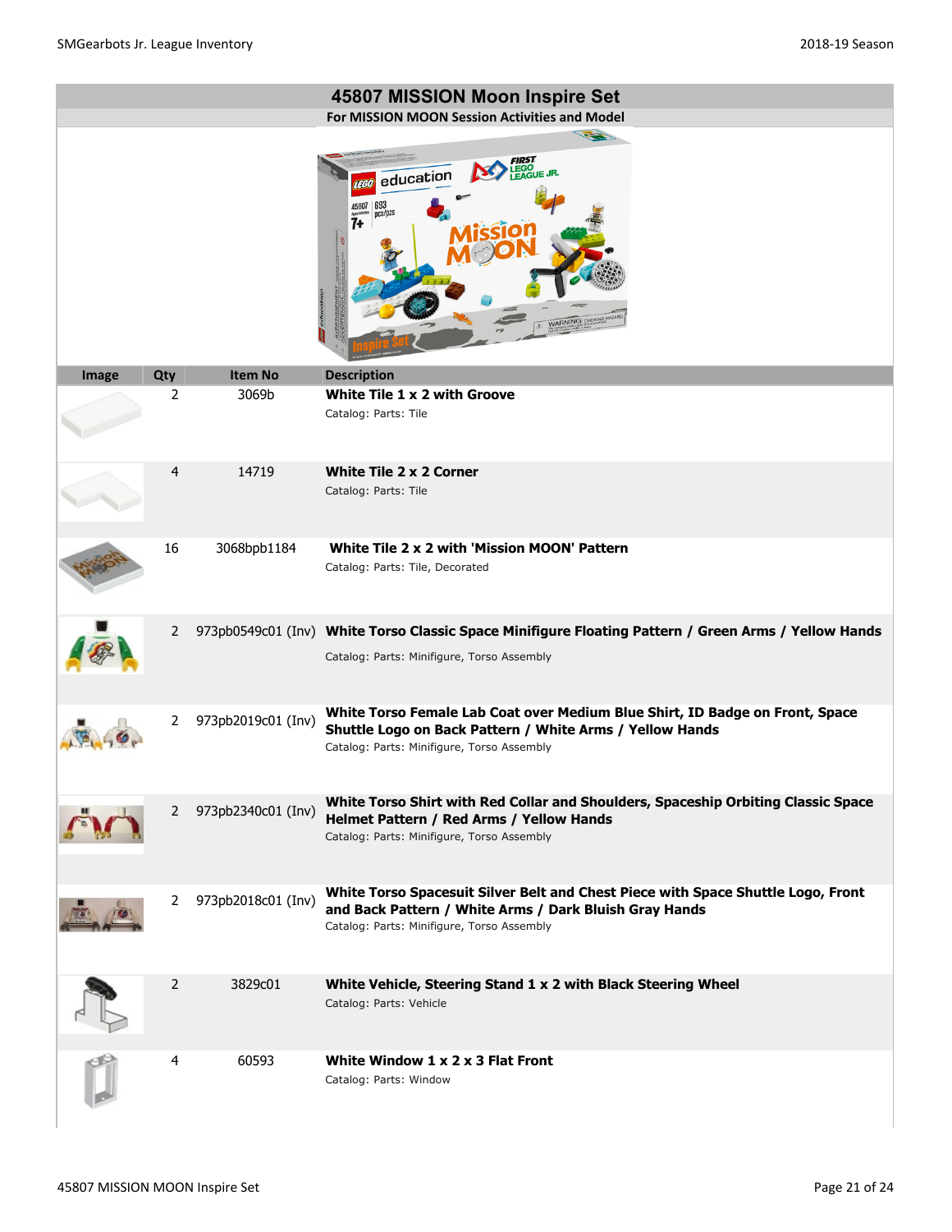## 45807 MISSION Moon Inspire Set

**For MISSION MOON Session Activities and Model**

| Image | Qty | Item No | Description |
|---|---|---|---|
| | 2 | 3069b | **White Tile 1 x 2 with Groove**<br>Catalog: Parts: Tile |
| | 4 | 14719 | **White Tile 2 x 2 Corner**<br>Catalog: Parts: Tile |
| | 16 | 3068bpb1184 | **White Tile 2 x 2 with 'Mission MOON' Pattern**<br>Catalog: Parts: Tile, Decorated |
| | 2 | 973pb0549c01 (Inv) | **White Torso Classic Space Minifigure Floating Pattern / Green Arms / Yellow Hands**<br>Catalog: Parts: Minifigure, Torso Assembly |
| | 2 | 973pb2019c01 (Inv) | **White Torso Female Lab Coat over Medium Blue Shirt, ID Badge on Front, Space Shuttle Logo on Back Pattern / White Arms / Yellow Hands**<br>Catalog: Parts: Minifigure, Torso Assembly |
| | 2 | 973pb2340c01 (Inv) | **White Torso Shirt with Red Collar and Shoulders, Spaceship Orbiting Classic Space Helmet Pattern / Red Arms / Yellow Hands**<br>Catalog: Parts: Minifigure, Torso Assembly |
| | 2 | 973pb2018c01 (Inv) | **White Torso Spacesuit Silver Belt and Chest Piece with Space Shuttle Logo, Front and Back Pattern / White Arms / Dark Bluish Gray Hands**<br>Catalog: Parts: Minifigure, Torso Assembly |
| | 2 | 3829c01 | **White Vehicle, Steering Stand 1 x 2 with Black Steering Wheel**<br>Catalog: Parts: Vehicle |
| | 4 | 60593 | **White Window 1 x 2 x 3 Flat Front**<br>Catalog: Parts: Window |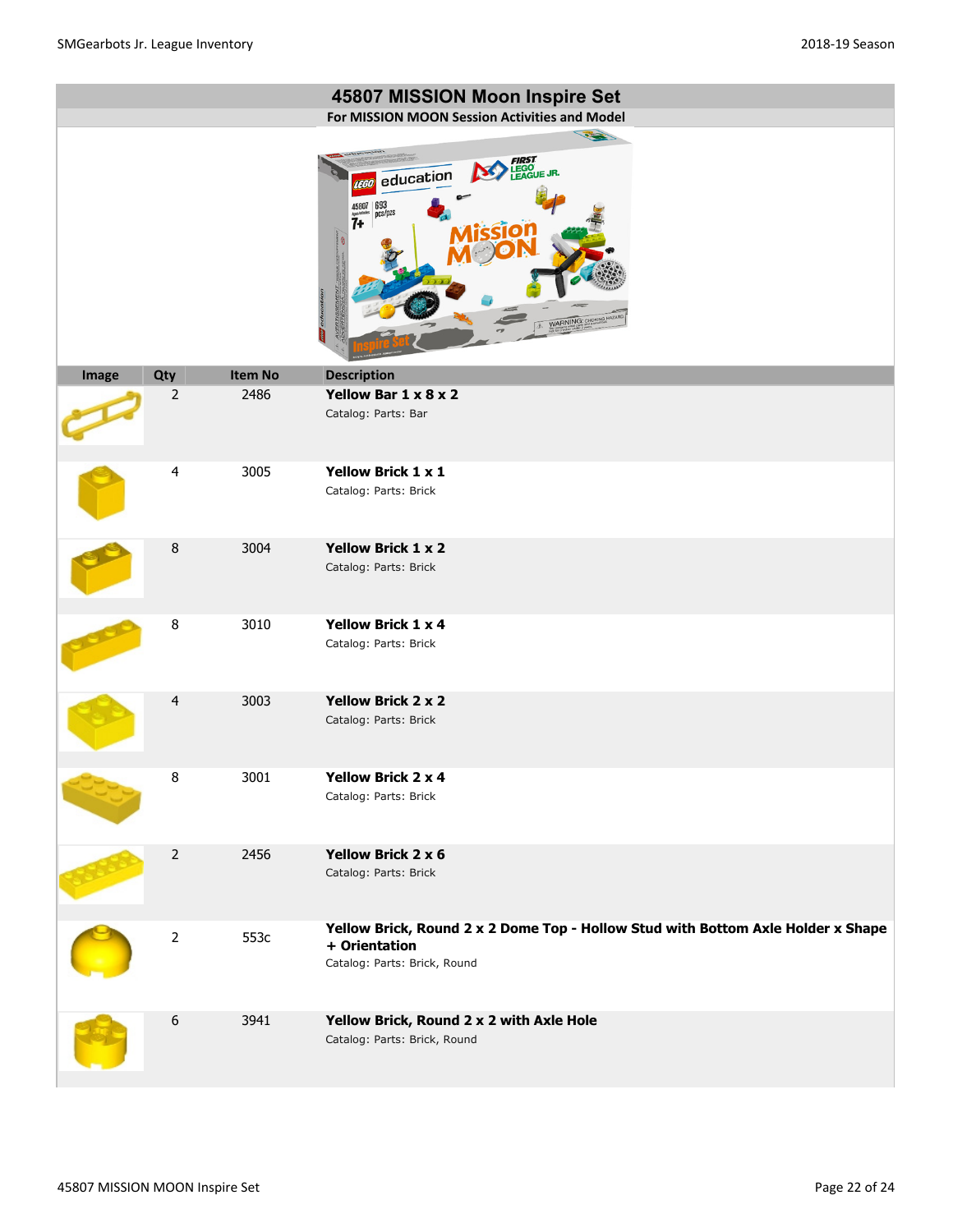# 45807 MISSION Moon Inspire Set

**For MISSION MOON Session Activities and Model**

| Image | Qty | Item No | Description |
|---|---|---|---|
| | 2 | 2486 | **Yellow Bar 1 x 8 x 2**<br>Catalog: Parts: Bar |
| | 4 | 3005 | **Yellow Brick 1 x 1**<br>Catalog: Parts: Brick |
| | 8 | 3004 | **Yellow Brick 1 x 2**<br>Catalog: Parts: Brick |
| | 8 | 3010 | **Yellow Brick 1 x 4**<br>Catalog: Parts: Brick |
| | 4 | 3003 | **Yellow Brick 2 x 2**<br>Catalog: Parts: Brick |
| | 8 | 3001 | **Yellow Brick 2 x 4**<br>Catalog: Parts: Brick |
| | 2 | 2456 | **Yellow Brick 2 x 6**<br>Catalog: Parts: Brick |
| | 2 | 553c | **Yellow Brick, Round 2 x 2 Dome Top - Hollow Stud with Bottom Axle Holder x Shape + Orientation**<br>Catalog: Parts: Brick, Round |
| | 6 | 3941 | **Yellow Brick, Round 2 x 2 with Axle Hole**<br>Catalog: Parts: Brick, Round |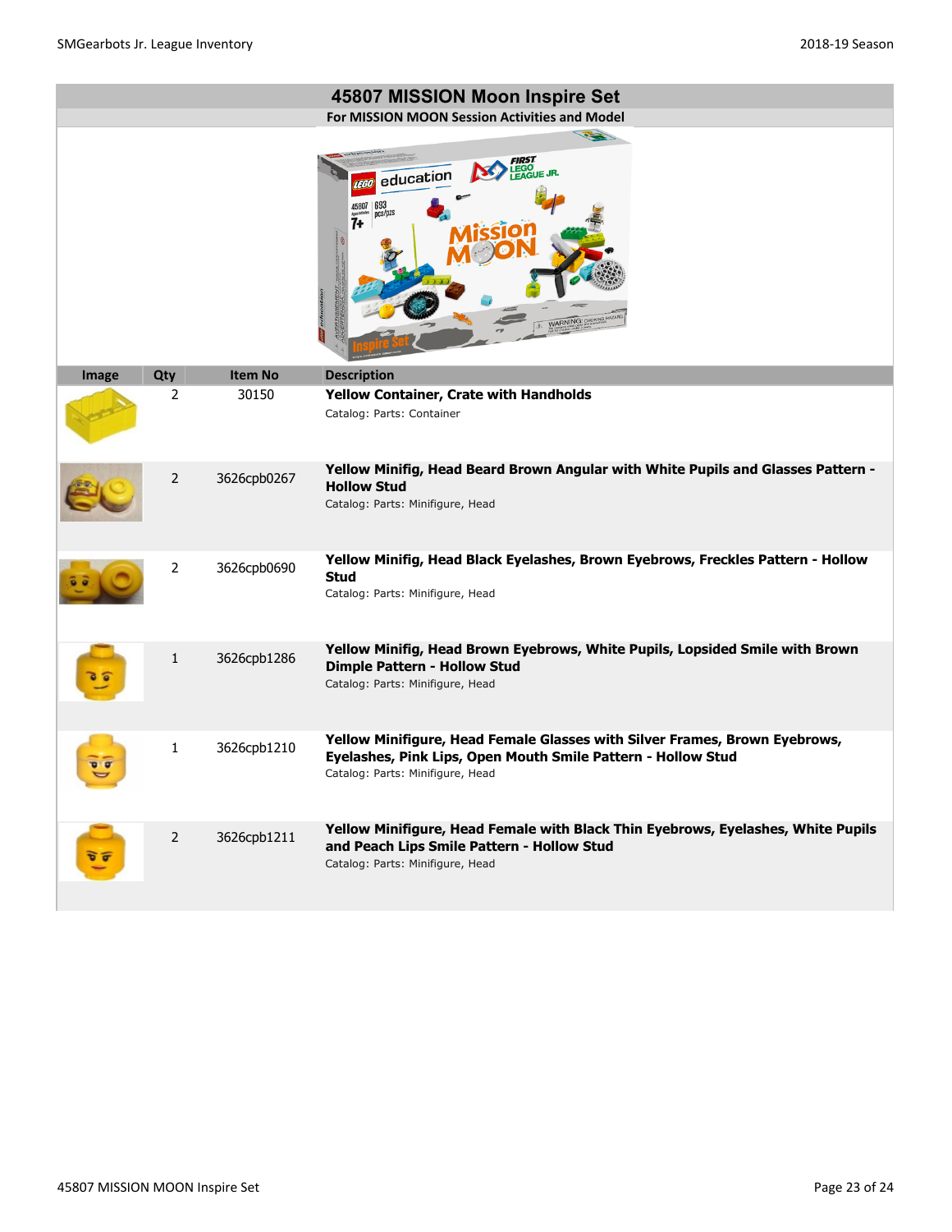# 45807 MISSION Moon Inspire Set

**For MISSION MOON Session Activities and Model**

| Image | Qty | Item No | Description |
|---|---|---|---|
| | 2 | 30150 | **Yellow Container, Crate with Handholds** Catalog: Parts: Container |
| | 2 | 3626cpb0267 | **Yellow Minifig, Head Beard Brown Angular with White Pupils and Glasses Pattern - Hollow Stud** Catalog: Parts: Minifigure, Head |
| | 2 | 3626cpb0690 | **Yellow Minifig, Head Black Eyelashes, Brown Eyebrows, Freckles Pattern - Hollow Stud** Catalog: Parts: Minifigure, Head |
| | 1 | 3626cpb1286 | **Yellow Minifig, Head Brown Eyebrows, White Pupils, Lopsided Smile with Brown Dimple Pattern - Hollow Stud** Catalog: Parts: Minifigure, Head |
| | 1 | 3626cpb1210 | **Yellow Minifigure, Head Female Glasses with Silver Frames, Brown Eyebrows, Eyelashes, Pink Lips, Open Mouth Smile Pattern - Hollow Stud** Catalog: Parts: Minifigure, Head |
| | 2 | 3626cpb1211 | **Yellow Minifigure, Head Female with Black Thin Eyebrows, Eyelashes, White Pupils and Peach Lips Smile Pattern - Hollow Stud** Catalog: Parts: Minifigure, Head |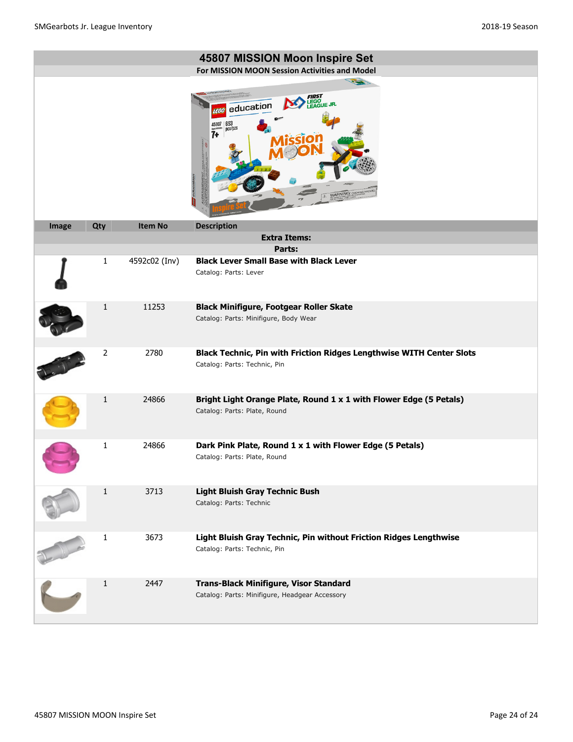# 45807 MISSION Moon Inspire Set

**For MISSION MOON Session Activities and Model**

| Image | Qty | Item No | Description |
|---|---|---|---|
| | | | **Extra Items:** |
| | | | **Parts:** |
| | 1 | 4592c02 (Inv) | **Black Lever Small Base with Black Lever**<br>Catalog: Parts: Lever |
| | 1 | 11253 | **Black Minifigure, Footgear Roller Skate**<br>Catalog: Parts: Minifigure, Body Wear |
| | 2 | 2780 | **Black Technic, Pin with Friction Ridges Lengthwise WITH Center Slots**<br>Catalog: Parts: Technic, Pin |
| | 1 | 24866 | **Bright Light Orange Plate, Round 1 x 1 with Flower Edge (5 Petals)**<br>Catalog: Parts: Plate, Round |
| | 1 | 24866 | **Dark Pink Plate, Round 1 x 1 with Flower Edge (5 Petals)**<br>Catalog: Parts: Plate, Round |
| | 1 | 3713 | **Light Bluish Gray Technic Bush**<br>Catalog: Parts: Technic |
| | 1 | 3673 | **Light Bluish Gray Technic, Pin without Friction Ridges Lengthwise**<br>Catalog: Parts: Technic, Pin |
| | 1 | 2447 | **Trans-Black Minifigure, Visor Standard**<br>Catalog: Parts: Minifigure, Headgear Accessory |